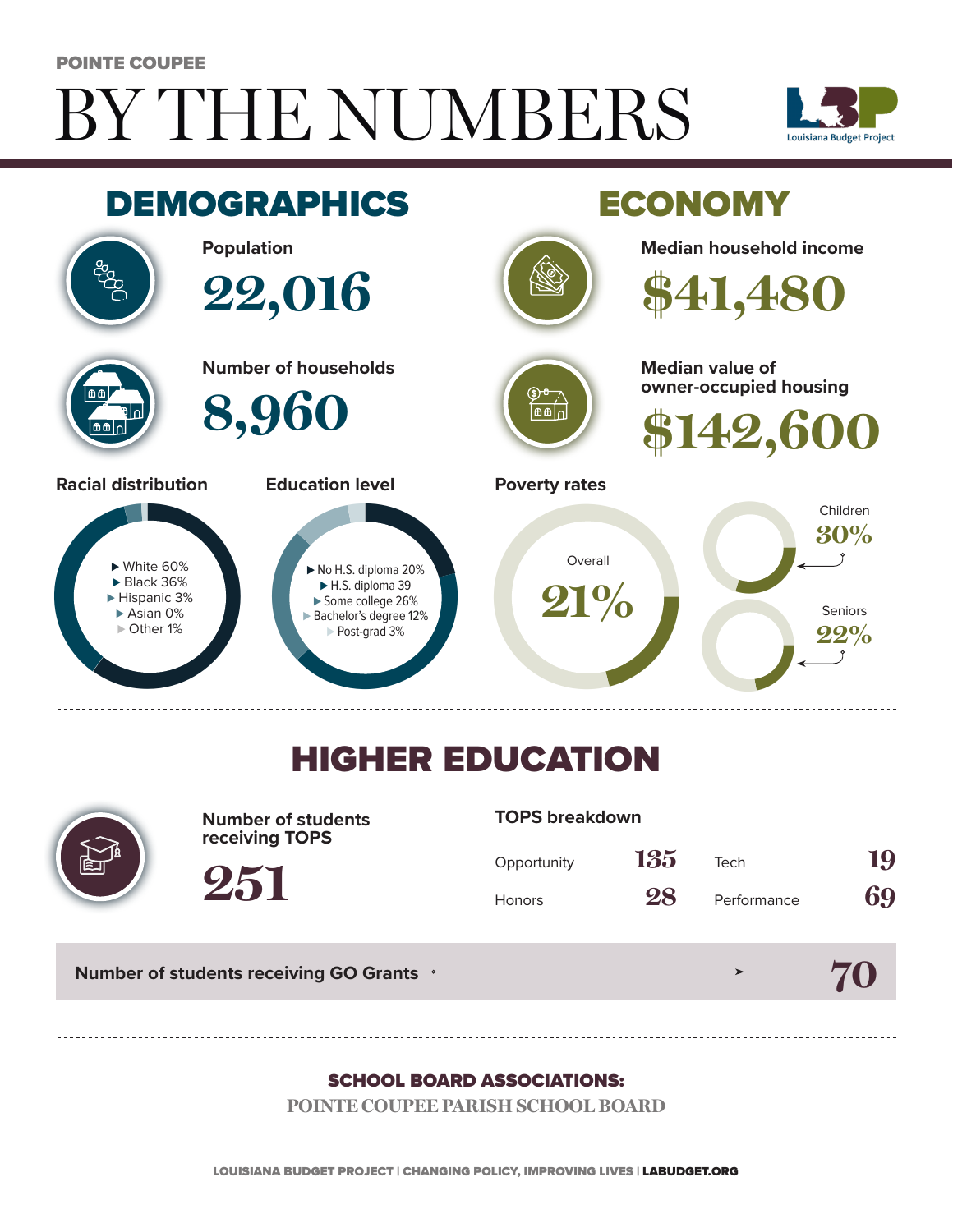POINTE COUPEE

# BY THE NUMBERS

Louisiana Budget Project

## DEMOGRAPHICS

**Population**

22,016

**Number of households**

8,960

**Racial distribution**

- White 60%
- Black 36%
- Hispanic 3%
- Asian 0%
- Other 1%

**Education level**

- No H.S. diploma 20%
- H.S. diploma 39
- Some college 26%
- Bachelor's degree 12%
- Post-grad 3%

## ECONOMY

**Median household income**

$41,480

**Median value of owner-occupied housing**

$142,600

**Poverty rates**

Overall 21%

Children 30%

Seniors 22%

## HIGHER EDUCATION

**Number of students receiving TOPS**

251

**TOPS breakdown**

| | | | |
|---|---|---|---|
| Opportunity | 135 | Tech | 19 |
| Honors | 28 | Performance | 69 |

**Number of students receiving GO Grants** → 70

**SCHOOL BOARD ASSOCIATIONS:**

POINTE COUPEE PARISH SCHOOL BOARD

LOUISIANA BUDGET PROJECT | CHANGING POLICY, IMPROVING LIVES | LABUDGET.ORG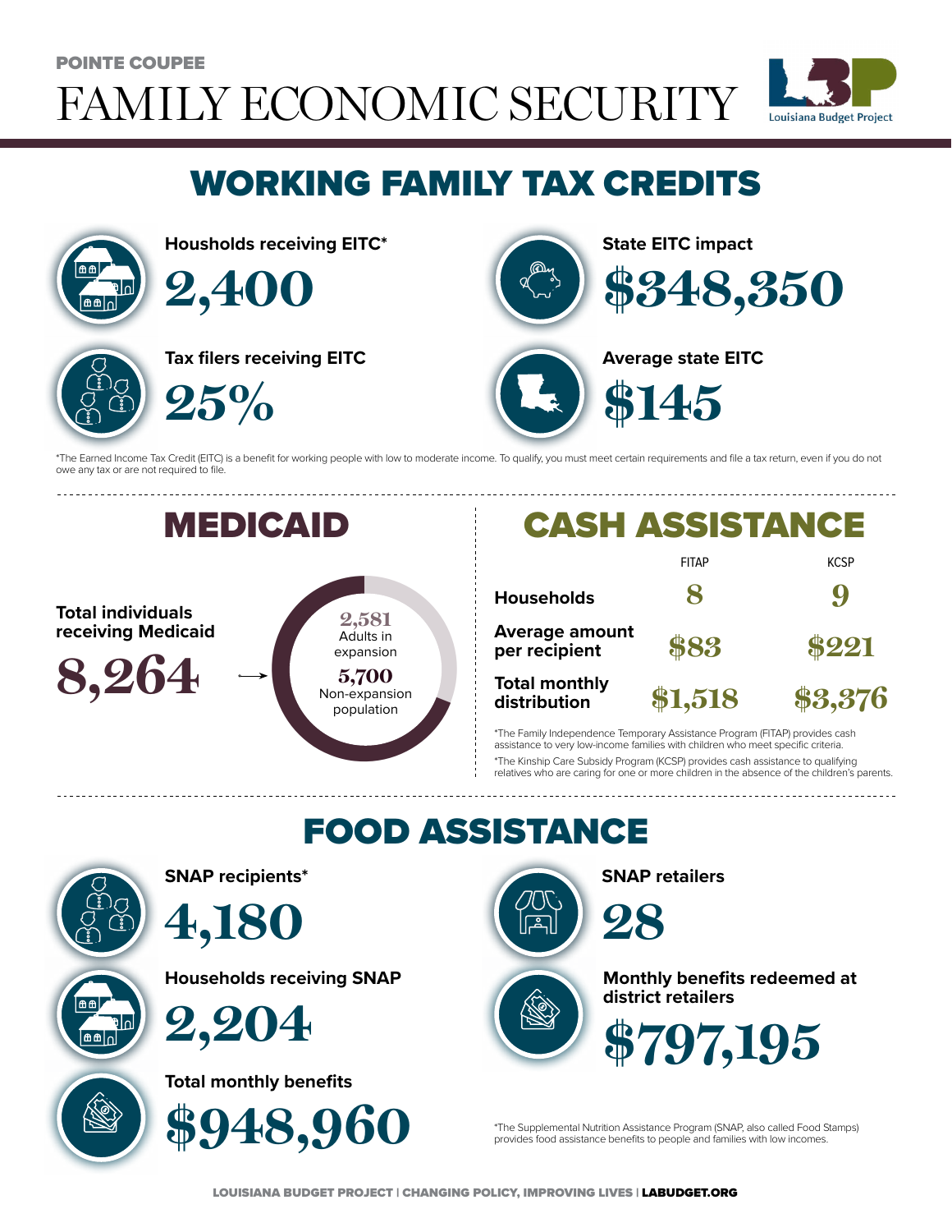POINTE COUPEE

# FAMILY ECONOMIC SECURITY

Louisiana Budget Project

## WORKING FAMILY TAX CREDITS

**Households receiving EITC***

**2,400**

**State EITC impact**

**$348,350**

**Tax filers receiving EITC**

**25%**

**Average state EITC**

**$145**

*The Earned Income Tax Credit (EITC) is a benefit for working people with low to moderate income. To qualify, you must meet certain requirements and file a tax return, even if you do not owe any tax or are not required to file.

## MEDICAID

**Total individuals receiving Medicaid**

**8,264**

2,581 Adults in expansion

5,700 Non-expansion population

## CASH ASSISTANCE

| | FITAP | KCSP |
|---|---|---|
| Households | 8 | 9 |
| Average amount per recipient | $83 | $221 |
| Total monthly distribution | $1,518 | $3,376 |

*The Family Independence Temporary Assistance Program (FITAP) provides cash assistance to very low-income families with children who meet specific criteria.

*The Kinship Care Subsidy Program (KCSP) provides cash assistance to qualifying relatives who are caring for one or more children in the absence of the children's parents.

## FOOD ASSISTANCE

**SNAP recipients***

**4,180**

**Households receiving SNAP**

**2,204**

**Total monthly benefits**

**$948,960**

**SNAP retailers**

**28**

**Monthly benefits redeemed at district retailers**

**$797,195**

*The Supplemental Nutrition Assistance Program (SNAP, also called Food Stamps) provides food assistance benefits to people and families with low incomes.

LOUISIANA BUDGET PROJECT | CHANGING POLICY, IMPROVING LIVES | LABUDGET.ORG